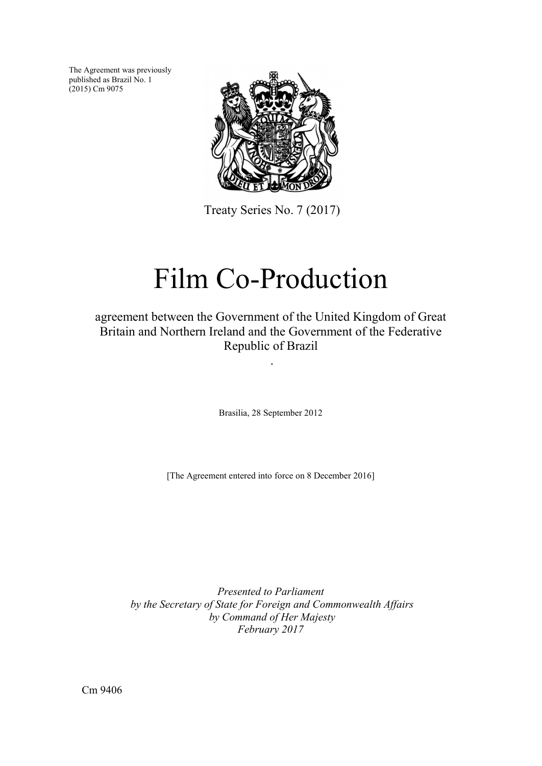The Agreement was previously published as Brazil No. 1 (2015) Cm 9075

Treaty Series No. 7 (2017)

# Film Co-Production

agreement between the Government of the United Kingdom of Great Britain and Northern Ireland and the Government of the Federative Republic of Brazil

.

Brasilia, 28 September 2012

[The Agreement entered into force on 8 December 2016]

*Presented to Parliament*
*by the Secretary of State for Foreign and Commonwealth Affairs*
*by Command of Her Majesty*
*February 2017*

Cm 9406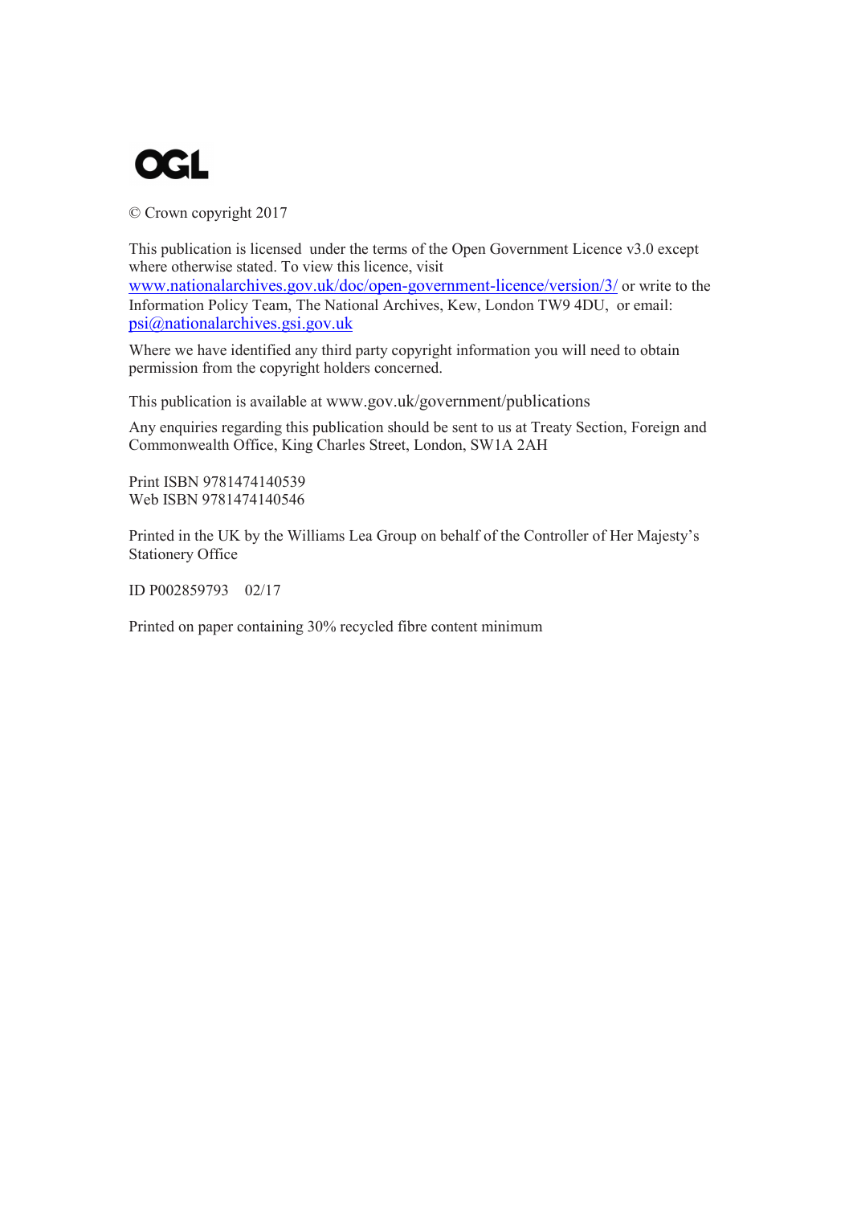OGL

© Crown copyright 2017

This publication is licensed under the terms of the Open Government Licence v3.0 except where otherwise stated. To view this licence, visit www.nationalarchives.gov.uk/doc/open-government-licence/version/3/ or write to the Information Policy Team, The National Archives, Kew, London TW9 4DU, or email: psi@nationalarchives.gsi.gov.uk

Where we have identified any third party copyright information you will need to obtain permission from the copyright holders concerned.

This publication is available at www.gov.uk/government/publications

Any enquiries regarding this publication should be sent to us at Treaty Section, Foreign and Commonwealth Office, King Charles Street, London, SW1A 2AH

Print ISBN 9781474140539
Web ISBN 9781474140546

Printed in the UK by the Williams Lea Group on behalf of the Controller of Her Majesty's Stationery Office

ID P002859793 02/17

Printed on paper containing 30% recycled fibre content minimum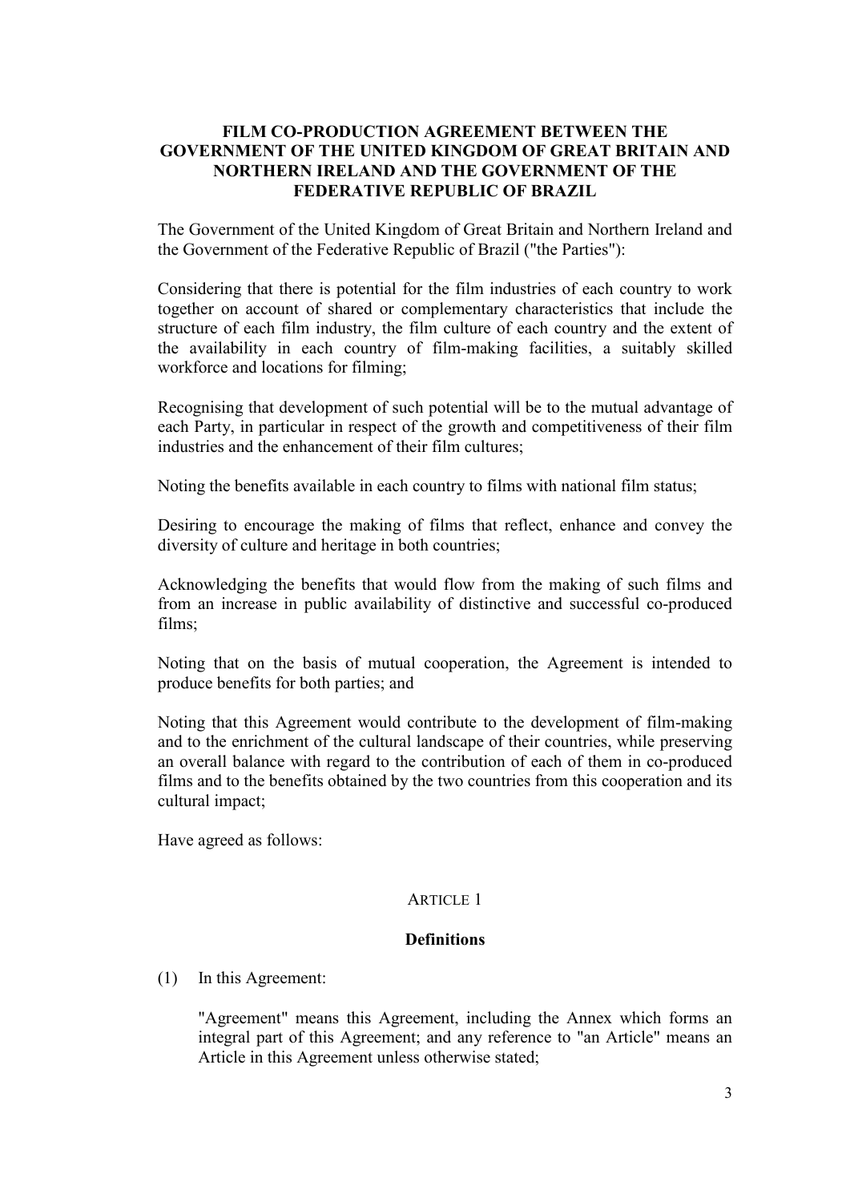# FILM CO-PRODUCTION AGREEMENT BETWEEN THE GOVERNMENT OF THE UNITED KINGDOM OF GREAT BRITAIN AND NORTHERN IRELAND AND THE GOVERNMENT OF THE FEDERATIVE REPUBLIC OF BRAZIL

The Government of the United Kingdom of Great Britain and Northern Ireland and the Government of the Federative Republic of Brazil ("the Parties"):

Considering that there is potential for the film industries of each country to work together on account of shared or complementary characteristics that include the structure of each film industry, the film culture of each country and the extent of the availability in each country of film-making facilities, a suitably skilled workforce and locations for filming;

Recognising that development of such potential will be to the mutual advantage of each Party, in particular in respect of the growth and competitiveness of their film industries and the enhancement of their film cultures;

Noting the benefits available in each country to films with national film status;

Desiring to encourage the making of films that reflect, enhance and convey the diversity of culture and heritage in both countries;

Acknowledging the benefits that would flow from the making of such films and from an increase in public availability of distinctive and successful co-produced films;

Noting that on the basis of mutual cooperation, the Agreement is intended to produce benefits for both parties; and

Noting that this Agreement would contribute to the development of film-making and to the enrichment of the cultural landscape of their countries, while preserving an overall balance with regard to the contribution of each of them in co-produced films and to the benefits obtained by the two countries from this cooperation and its cultural impact;

Have agreed as follows:

## ARTICLE 1

### Definitions

(1) In this Agreement:

"Agreement" means this Agreement, including the Annex which forms an integral part of this Agreement; and any reference to "an Article" means an Article in this Agreement unless otherwise stated;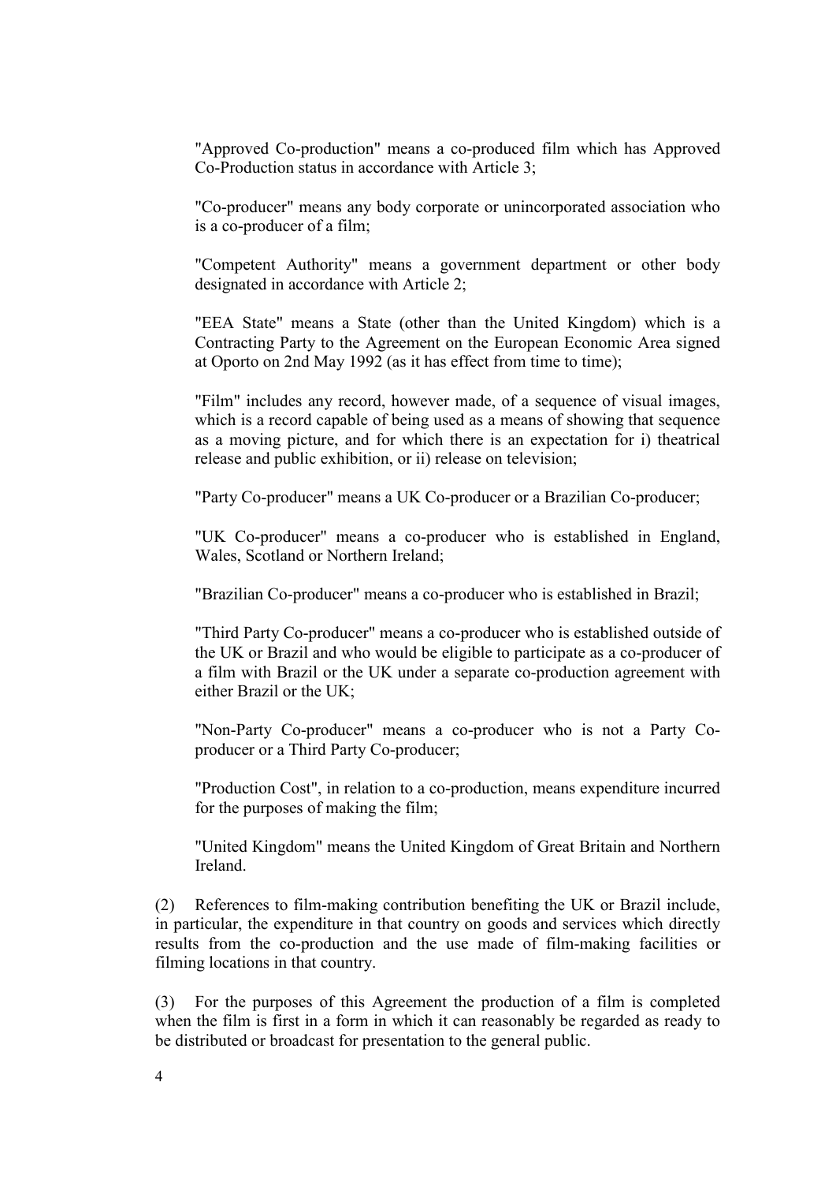"Approved Co-production" means a co-produced film which has Approved Co-Production status in accordance with Article 3;

"Co-producer" means any body corporate or unincorporated association who is a co-producer of a film;

"Competent Authority" means a government department or other body designated in accordance with Article 2;

"EEA State" means a State (other than the United Kingdom) which is a Contracting Party to the Agreement on the European Economic Area signed at Oporto on 2nd May 1992 (as it has effect from time to time);

"Film" includes any record, however made, of a sequence of visual images, which is a record capable of being used as a means of showing that sequence as a moving picture, and for which there is an expectation for i) theatrical release and public exhibition, or ii) release on television;

"Party Co-producer" means a UK Co-producer or a Brazilian Co-producer;

"UK Co-producer" means a co-producer who is established in England, Wales, Scotland or Northern Ireland;

"Brazilian Co-producer" means a co-producer who is established in Brazil;

"Third Party Co-producer" means a co-producer who is established outside of the UK or Brazil and who would be eligible to participate as a co-producer of a film with Brazil or the UK under a separate co-production agreement with either Brazil or the UK;

"Non-Party Co-producer" means a co-producer who is not a Party Co-producer or a Third Party Co-producer;

"Production Cost", in relation to a co-production, means expenditure incurred for the purposes of making the film;

"United Kingdom" means the United Kingdom of Great Britain and Northern Ireland.

(2) References to film-making contribution benefiting the UK or Brazil include, in particular, the expenditure in that country on goods and services which directly results from the co-production and the use made of film-making facilities or filming locations in that country.

(3) For the purposes of this Agreement the production of a film is completed when the film is first in a form in which it can reasonably be regarded as ready to be distributed or broadcast for presentation to the general public.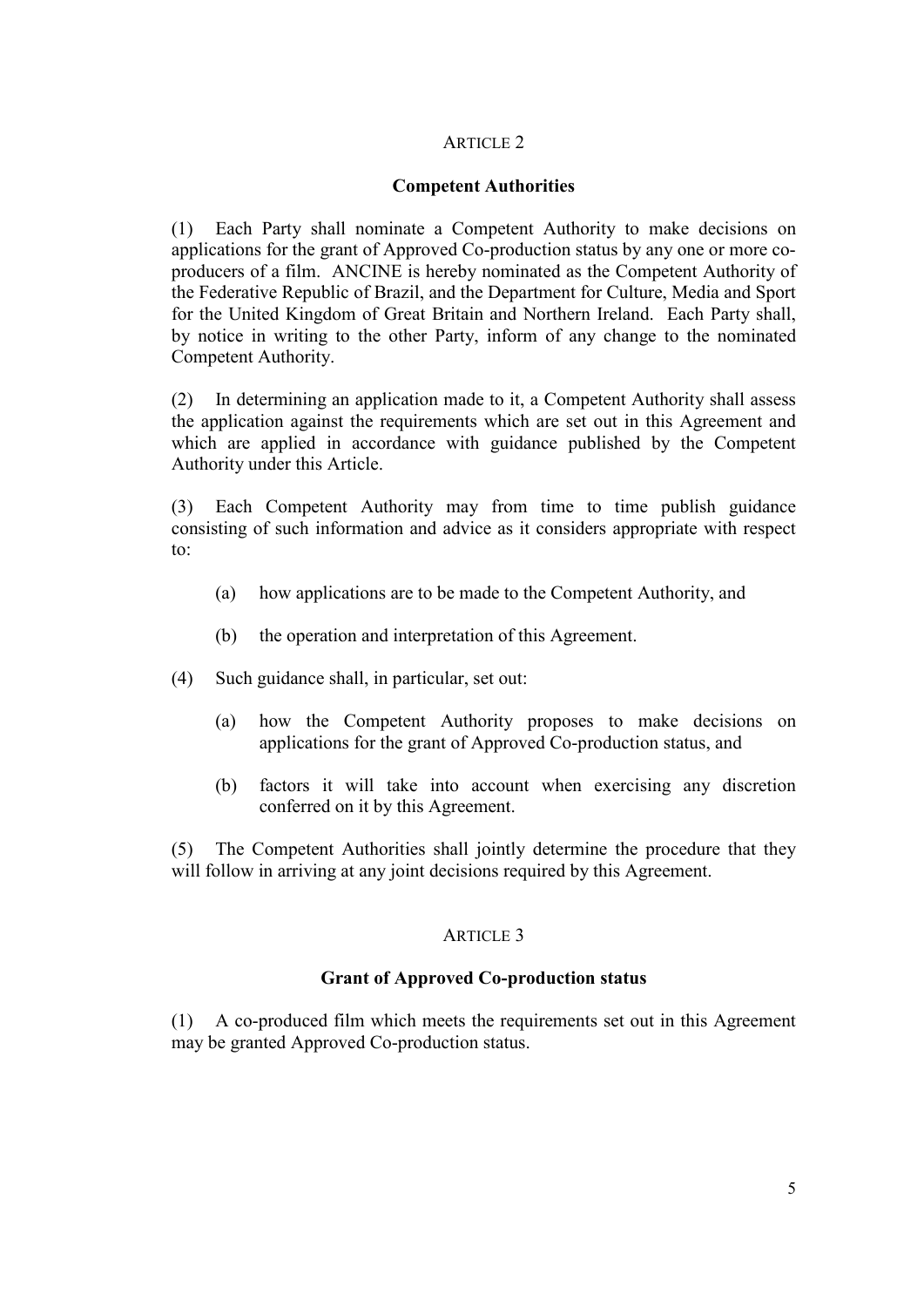## ARTICLE 2

### Competent Authorities

(1) Each Party shall nominate a Competent Authority to make decisions on applications for the grant of Approved Co-production status by any one or more co-producers of a film. ANCINE is hereby nominated as the Competent Authority of the Federative Republic of Brazil, and the Department for Culture, Media and Sport for the United Kingdom of Great Britain and Northern Ireland. Each Party shall, by notice in writing to the other Party, inform of any change to the nominated Competent Authority.

(2) In determining an application made to it, a Competent Authority shall assess the application against the requirements which are set out in this Agreement and which are applied in accordance with guidance published by the Competent Authority under this Article.

(3) Each Competent Authority may from time to time publish guidance consisting of such information and advice as it considers appropriate with respect to:

- (a) how applications are to be made to the Competent Authority, and
- (b) the operation and interpretation of this Agreement.

(4) Such guidance shall, in particular, set out:

- (a) how the Competent Authority proposes to make decisions on applications for the grant of Approved Co-production status, and
- (b) factors it will take into account when exercising any discretion conferred on it by this Agreement.

(5) The Competent Authorities shall jointly determine the procedure that they will follow in arriving at any joint decisions required by this Agreement.

## ARTICLE 3

### Grant of Approved Co-production status

(1) A co-produced film which meets the requirements set out in this Agreement may be granted Approved Co-production status.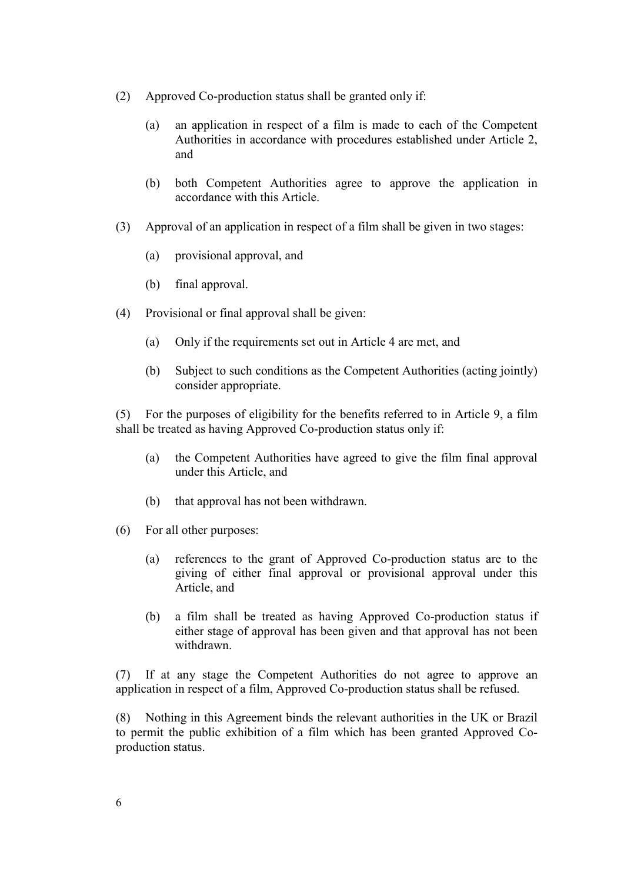(2) Approved Co-production status shall be granted only if:

  (a) an application in respect of a film is made to each of the Competent Authorities in accordance with procedures established under Article 2, and

  (b) both Competent Authorities agree to approve the application in accordance with this Article.

(3) Approval of an application in respect of a film shall be given in two stages:

  (a) provisional approval, and

  (b) final approval.

(4) Provisional or final approval shall be given:

  (a) Only if the requirements set out in Article 4 are met, and

  (b) Subject to such conditions as the Competent Authorities (acting jointly) consider appropriate.

(5) For the purposes of eligibility for the benefits referred to in Article 9, a film shall be treated as having Approved Co-production status only if:

  (a) the Competent Authorities have agreed to give the film final approval under this Article, and

  (b) that approval has not been withdrawn.

(6) For all other purposes:

  (a) references to the grant of Approved Co-production status are to the giving of either final approval or provisional approval under this Article, and

  (b) a film shall be treated as having Approved Co-production status if either stage of approval has been given and that approval has not been withdrawn.

(7) If at any stage the Competent Authorities do not agree to approve an application in respect of a film, Approved Co-production status shall be refused.

(8) Nothing in this Agreement binds the relevant authorities in the UK or Brazil to permit the public exhibition of a film which has been granted Approved Co-production status.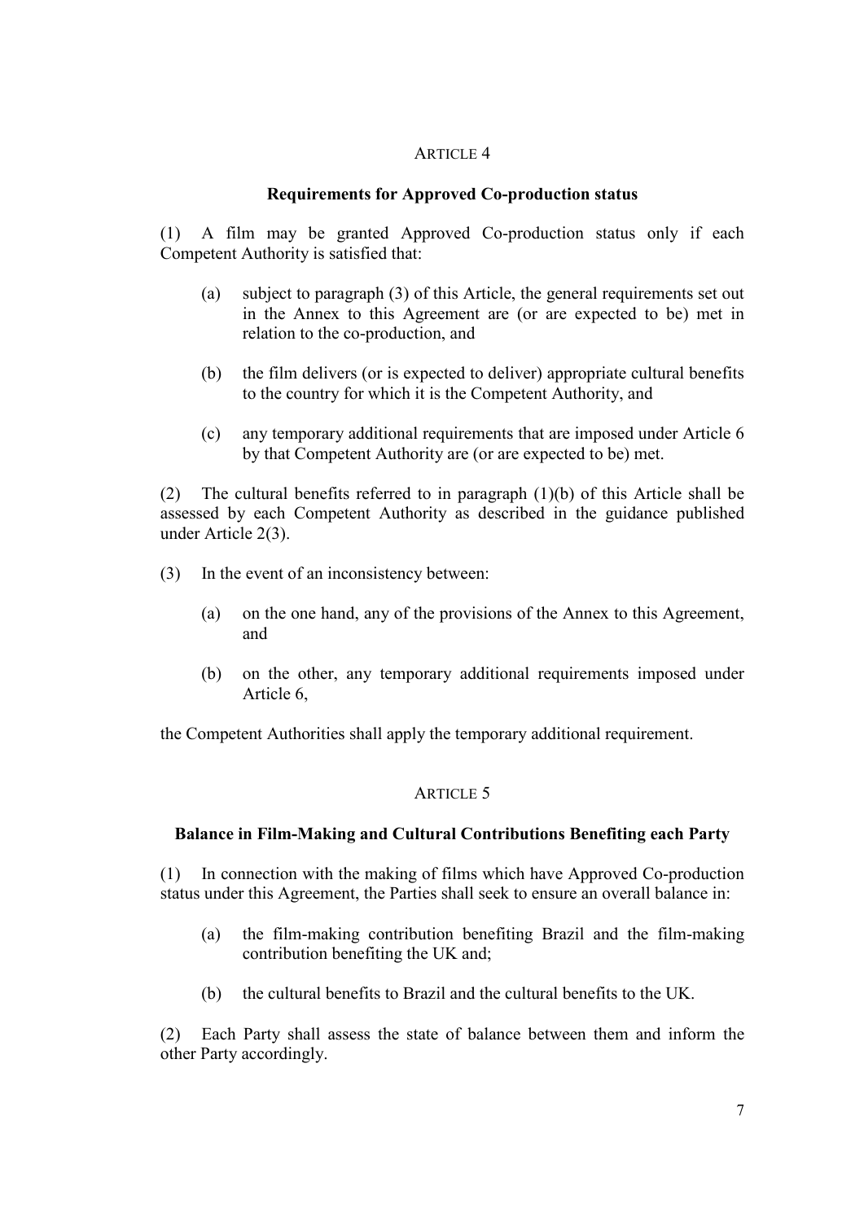## ARTICLE 4

### Requirements for Approved Co-production status

(1) A film may be granted Approved Co-production status only if each Competent Authority is satisfied that:

(a) subject to paragraph (3) of this Article, the general requirements set out in the Annex to this Agreement are (or are expected to be) met in relation to the co-production, and

(b) the film delivers (or is expected to deliver) appropriate cultural benefits to the country for which it is the Competent Authority, and

(c) any temporary additional requirements that are imposed under Article 6 by that Competent Authority are (or are expected to be) met.

(2) The cultural benefits referred to in paragraph (1)(b) of this Article shall be assessed by each Competent Authority as described in the guidance published under Article 2(3).

(3) In the event of an inconsistency between:

(a) on the one hand, any of the provisions of the Annex to this Agreement, and

(b) on the other, any temporary additional requirements imposed under Article 6,

the Competent Authorities shall apply the temporary additional requirement.

## ARTICLE 5

### Balance in Film-Making and Cultural Contributions Benefiting each Party

(1) In connection with the making of films which have Approved Co-production status under this Agreement, the Parties shall seek to ensure an overall balance in:

(a) the film-making contribution benefiting Brazil and the film-making contribution benefiting the UK and;

(b) the cultural benefits to Brazil and the cultural benefits to the UK.

(2) Each Party shall assess the state of balance between them and inform the other Party accordingly.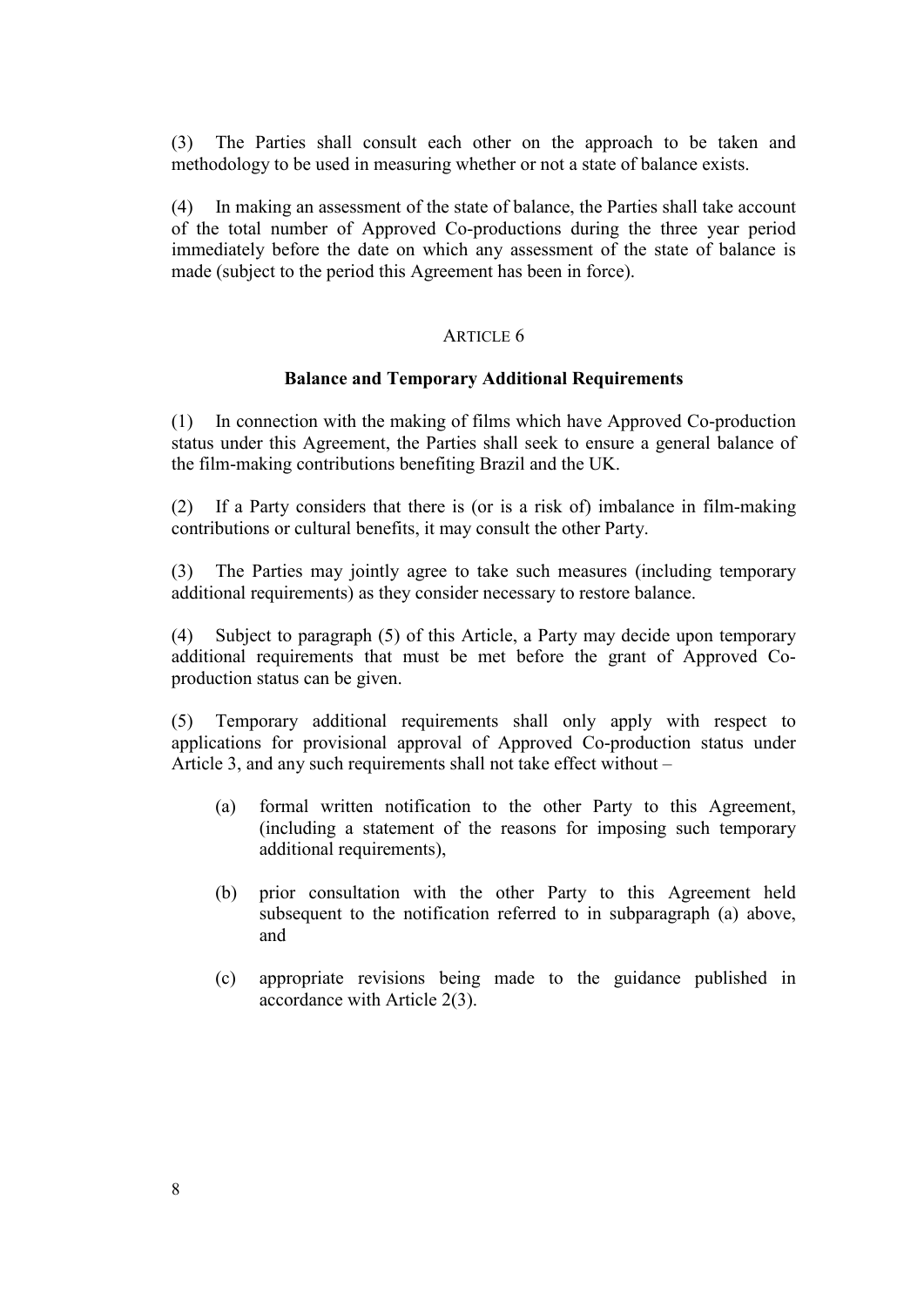(3) The Parties shall consult each other on the approach to be taken and methodology to be used in measuring whether or not a state of balance exists.

(4) In making an assessment of the state of balance, the Parties shall take account of the total number of Approved Co-productions during the three year period immediately before the date on which any assessment of the state of balance is made (subject to the period this Agreement has been in force).

## ARTICLE 6

### Balance and Temporary Additional Requirements

(1) In connection with the making of films which have Approved Co-production status under this Agreement, the Parties shall seek to ensure a general balance of the film-making contributions benefiting Brazil and the UK.

(2) If a Party considers that there is (or is a risk of) imbalance in film-making contributions or cultural benefits, it may consult the other Party.

(3) The Parties may jointly agree to take such measures (including temporary additional requirements) as they consider necessary to restore balance.

(4) Subject to paragraph (5) of this Article, a Party may decide upon temporary additional requirements that must be met before the grant of Approved Co-production status can be given.

(5) Temporary additional requirements shall only apply with respect to applications for provisional approval of Approved Co-production status under Article 3, and any such requirements shall not take effect without –

- (a) formal written notification to the other Party to this Agreement, (including a statement of the reasons for imposing such temporary additional requirements),
- (b) prior consultation with the other Party to this Agreement held subsequent to the notification referred to in subparagraph (a) above, and
- (c) appropriate revisions being made to the guidance published in accordance with Article 2(3).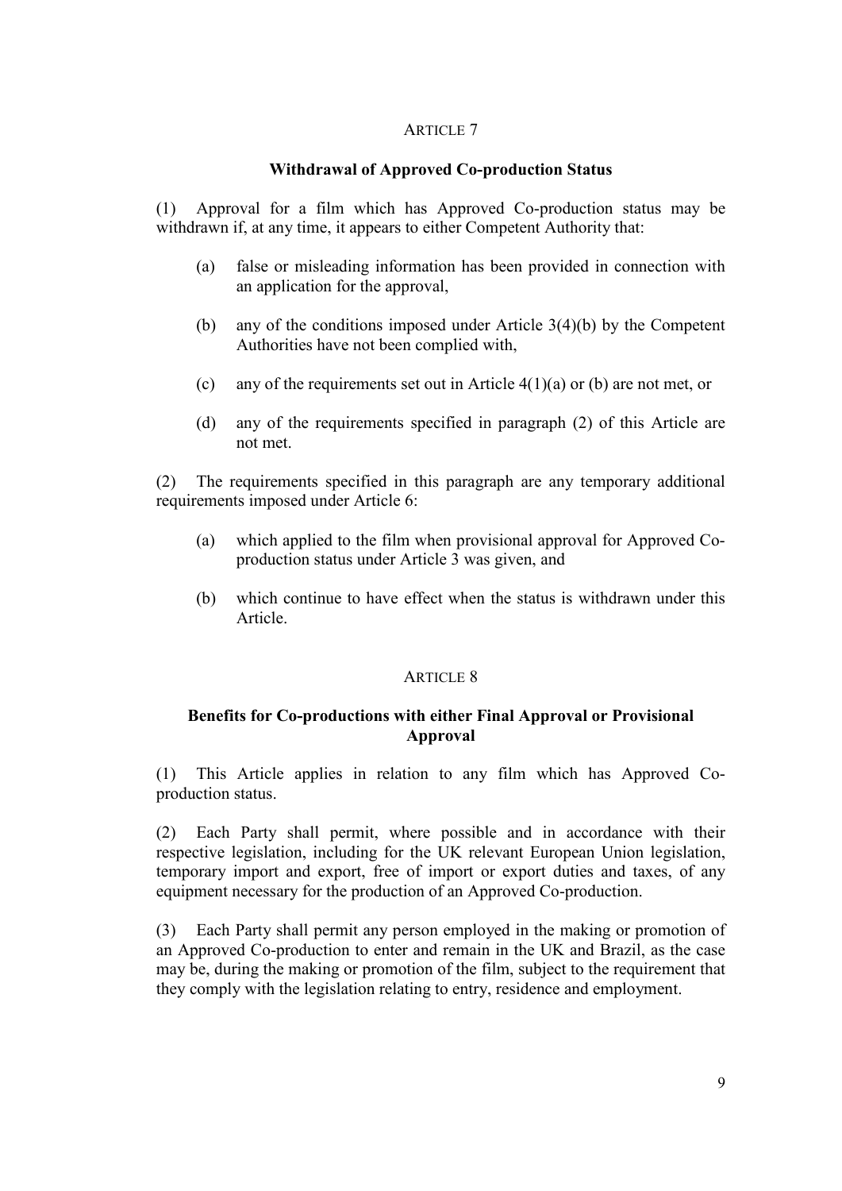## ARTICLE 7

### Withdrawal of Approved Co-production Status

(1) Approval for a film which has Approved Co-production status may be withdrawn if, at any time, it appears to either Competent Authority that:

(a) false or misleading information has been provided in connection with an application for the approval,

(b) any of the conditions imposed under Article 3(4)(b) by the Competent Authorities have not been complied with,

(c) any of the requirements set out in Article 4(1)(a) or (b) are not met, or

(d) any of the requirements specified in paragraph (2) of this Article are not met.

(2) The requirements specified in this paragraph are any temporary additional requirements imposed under Article 6:

(a) which applied to the film when provisional approval for Approved Co-production status under Article 3 was given, and

(b) which continue to have effect when the status is withdrawn under this Article.

## ARTICLE 8

### Benefits for Co-productions with either Final Approval or Provisional Approval

(1) This Article applies in relation to any film which has Approved Co-production status.

(2) Each Party shall permit, where possible and in accordance with their respective legislation, including for the UK relevant European Union legislation, temporary import and export, free of import or export duties and taxes, of any equipment necessary for the production of an Approved Co-production.

(3) Each Party shall permit any person employed in the making or promotion of an Approved Co-production to enter and remain in the UK and Brazil, as the case may be, during the making or promotion of the film, subject to the requirement that they comply with the legislation relating to entry, residence and employment.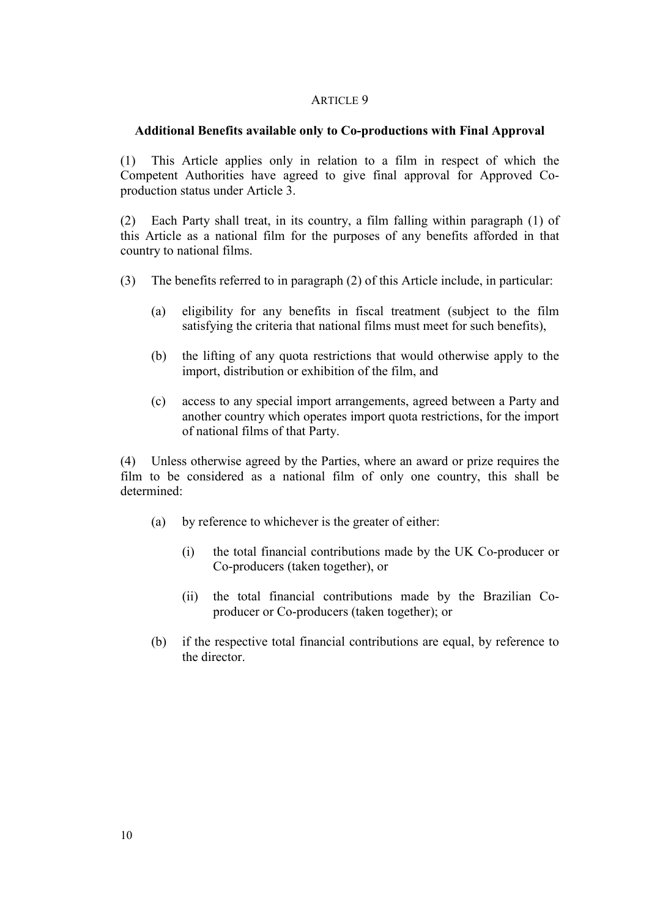## ARTICLE 9

### Additional Benefits available only to Co-productions with Final Approval

(1) This Article applies only in relation to a film in respect of which the Competent Authorities have agreed to give final approval for Approved Co-production status under Article 3.

(2) Each Party shall treat, in its country, a film falling within paragraph (1) of this Article as a national film for the purposes of any benefits afforded in that country to national films.

(3) The benefits referred to in paragraph (2) of this Article include, in particular:

- (a) eligibility for any benefits in fiscal treatment (subject to the film satisfying the criteria that national films must meet for such benefits),
- (b) the lifting of any quota restrictions that would otherwise apply to the import, distribution or exhibition of the film, and
- (c) access to any special import arrangements, agreed between a Party and another country which operates import quota restrictions, for the import of national films of that Party.

(4) Unless otherwise agreed by the Parties, where an award or prize requires the film to be considered as a national film of only one country, this shall be determined:

- (a) by reference to whichever is the greater of either:
  - (i) the total financial contributions made by the UK Co-producer or Co-producers (taken together), or
  - (ii) the total financial contributions made by the Brazilian Co-producer or Co-producers (taken together); or
- (b) if the respective total financial contributions are equal, by reference to the director.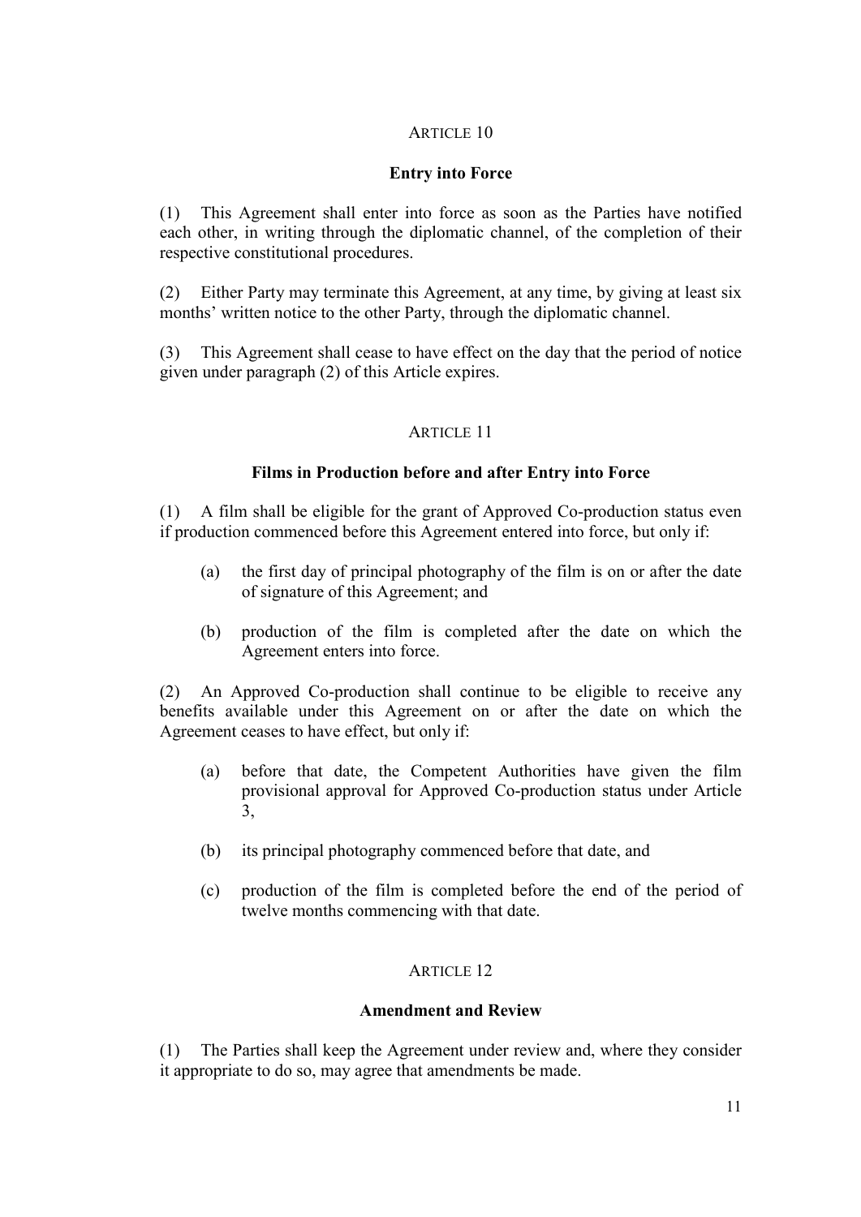## ARTICLE 10

### Entry into Force

(1) This Agreement shall enter into force as soon as the Parties have notified each other, in writing through the diplomatic channel, of the completion of their respective constitutional procedures.

(2) Either Party may terminate this Agreement, at any time, by giving at least six months' written notice to the other Party, through the diplomatic channel.

(3) This Agreement shall cease to have effect on the day that the period of notice given under paragraph (2) of this Article expires.

## ARTICLE 11

### Films in Production before and after Entry into Force

(1) A film shall be eligible for the grant of Approved Co-production status even if production commenced before this Agreement entered into force, but only if:

- (a) the first day of principal photography of the film is on or after the date of signature of this Agreement; and
- (b) production of the film is completed after the date on which the Agreement enters into force.

(2) An Approved Co-production shall continue to be eligible to receive any benefits available under this Agreement on or after the date on which the Agreement ceases to have effect, but only if:

- (a) before that date, the Competent Authorities have given the film provisional approval for Approved Co-production status under Article 3,
- (b) its principal photography commenced before that date, and
- (c) production of the film is completed before the end of the period of twelve months commencing with that date.

## ARTICLE 12

### Amendment and Review

(1) The Parties shall keep the Agreement under review and, where they consider it appropriate to do so, may agree that amendments be made.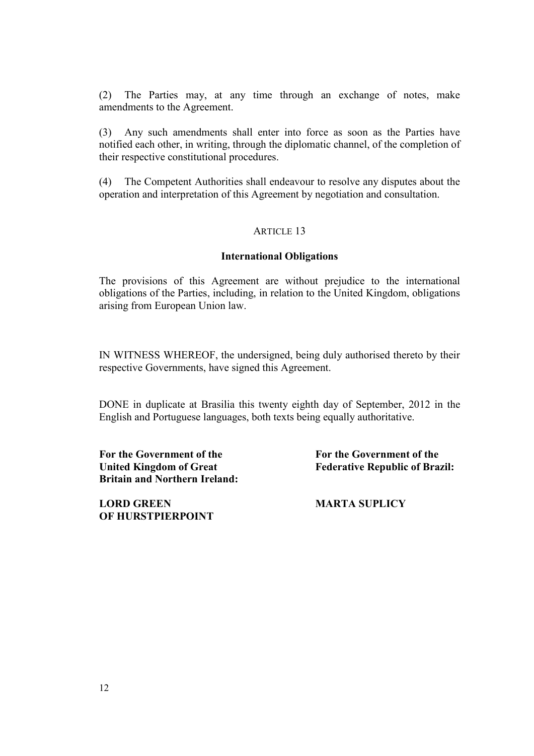(2) The Parties may, at any time through an exchange of notes, make amendments to the Agreement.

(3) Any such amendments shall enter into force as soon as the Parties have notified each other, in writing, through the diplomatic channel, of the completion of their respective constitutional procedures.

(4) The Competent Authorities shall endeavour to resolve any disputes about the operation and interpretation of this Agreement by negotiation and consultation.

ARTICLE 13

**International Obligations**

The provisions of this Agreement are without prejudice to the international obligations of the Parties, including, in relation to the United Kingdom, obligations arising from European Union law.

IN WITNESS WHEREOF, the undersigned, being duly authorised thereto by their respective Governments, have signed this Agreement.

DONE in duplicate at Brasilia this twenty eighth day of September, 2012 in the English and Portuguese languages, both texts being equally authoritative.

**For the Government of the United Kingdom of Great Britain and Northern Ireland:**

**LORD GREEN OF HURSTPIERPOINT**

**For the Government of the Federative Republic of Brazil:**

**MARTA SUPLICY**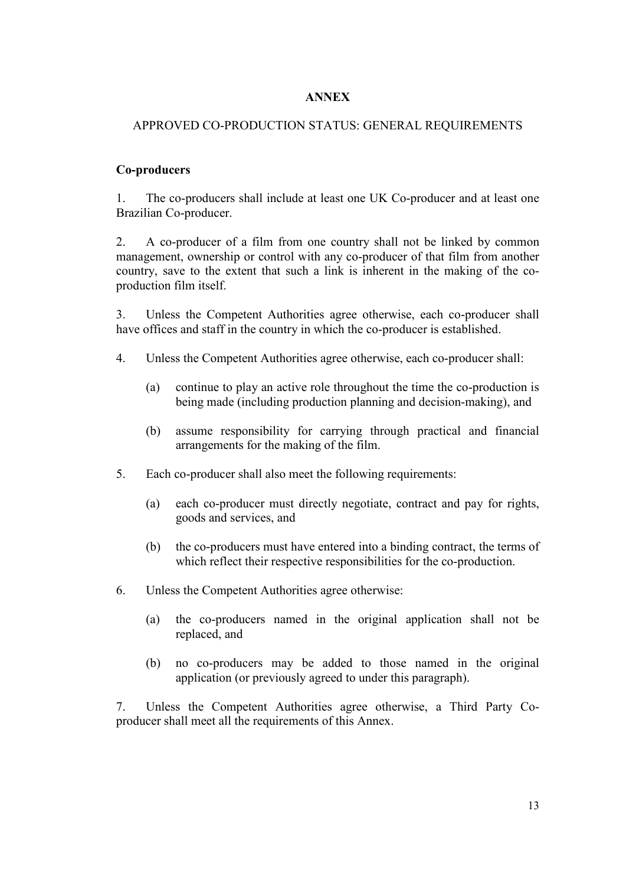# ANNEX

## APPROVED CO-PRODUCTION STATUS: GENERAL REQUIREMENTS

### Co-producers

1. The co-producers shall include at least one UK Co-producer and at least one Brazilian Co-producer.

2. A co-producer of a film from one country shall not be linked by common management, ownership or control with any co-producer of that film from another country, save to the extent that such a link is inherent in the making of the co-production film itself.

3. Unless the Competent Authorities agree otherwise, each co-producer shall have offices and staff in the country in which the co-producer is established.

4. Unless the Competent Authorities agree otherwise, each co-producer shall:

   (a) continue to play an active role throughout the time the co-production is being made (including production planning and decision-making), and

   (b) assume responsibility for carrying through practical and financial arrangements for the making of the film.

5. Each co-producer shall also meet the following requirements:

   (a) each co-producer must directly negotiate, contract and pay for rights, goods and services, and

   (b) the co-producers must have entered into a binding contract, the terms of which reflect their respective responsibilities for the co-production.

6. Unless the Competent Authorities agree otherwise:

   (a) the co-producers named in the original application shall not be replaced, and

   (b) no co-producers may be added to those named in the original application (or previously agreed to under this paragraph).

7. Unless the Competent Authorities agree otherwise, a Third Party Co-producer shall meet all the requirements of this Annex.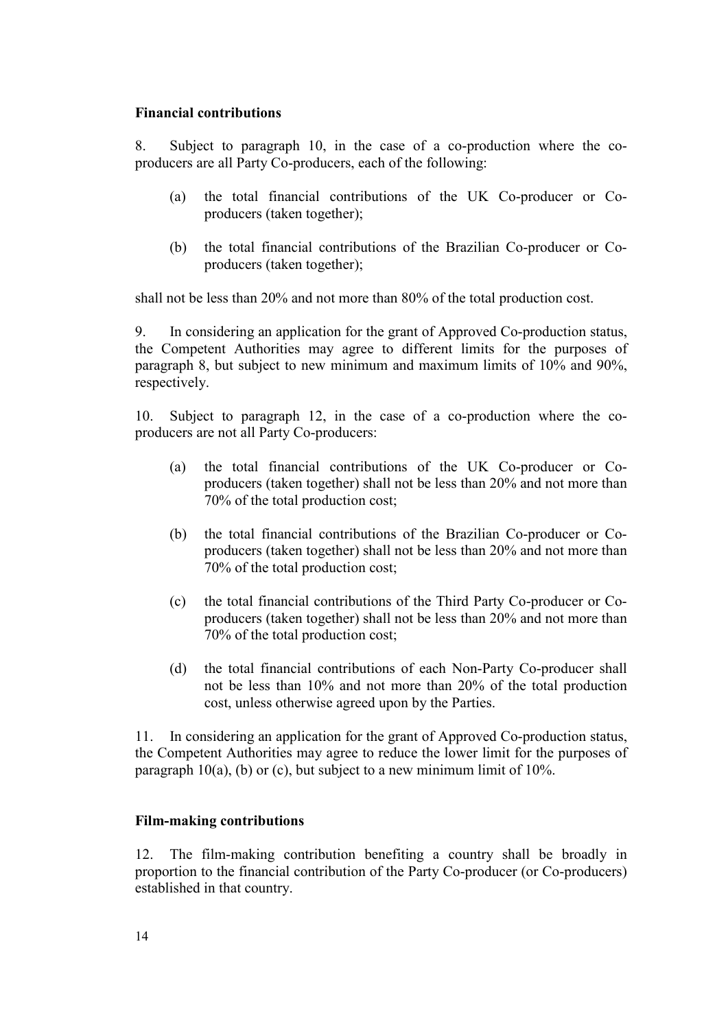**Financial contributions**

8. Subject to paragraph 10, in the case of a co-production where the co-producers are all Party Co-producers, each of the following:

(a) the total financial contributions of the UK Co-producer or Co-producers (taken together);

(b) the total financial contributions of the Brazilian Co-producer or Co-producers (taken together);

shall not be less than 20% and not more than 80% of the total production cost.

9. In considering an application for the grant of Approved Co-production status, the Competent Authorities may agree to different limits for the purposes of paragraph 8, but subject to new minimum and maximum limits of 10% and 90%, respectively.

10. Subject to paragraph 12, in the case of a co-production where the co-producers are not all Party Co-producers:

(a) the total financial contributions of the UK Co-producer or Co-producers (taken together) shall not be less than 20% and not more than 70% of the total production cost;

(b) the total financial contributions of the Brazilian Co-producer or Co-producers (taken together) shall not be less than 20% and not more than 70% of the total production cost;

(c) the total financial contributions of the Third Party Co-producer or Co-producers (taken together) shall not be less than 20% and not more than 70% of the total production cost;

(d) the total financial contributions of each Non-Party Co-producer shall not be less than 10% and not more than 20% of the total production cost, unless otherwise agreed upon by the Parties.

11. In considering an application for the grant of Approved Co-production status, the Competent Authorities may agree to reduce the lower limit for the purposes of paragraph 10(a), (b) or (c), but subject to a new minimum limit of 10%.

**Film-making contributions**

12. The film-making contribution benefiting a country shall be broadly in proportion to the financial contribution of the Party Co-producer (or Co-producers) established in that country.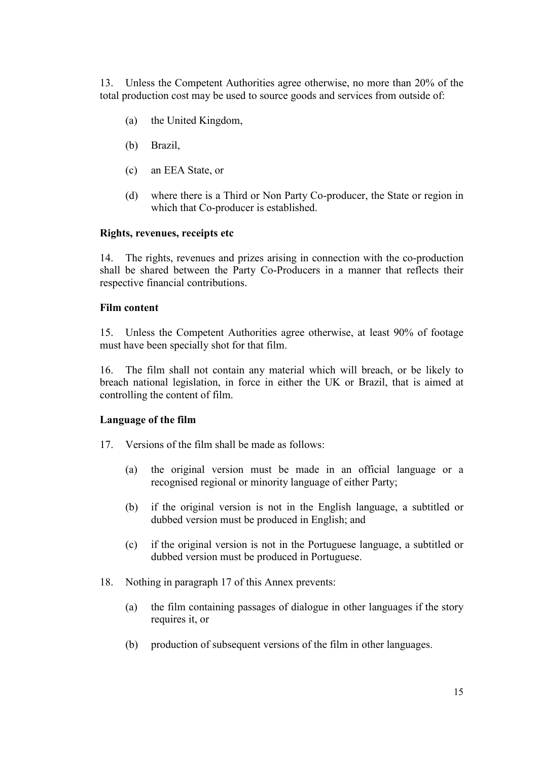13. Unless the Competent Authorities agree otherwise, no more than 20% of the total production cost may be used to source goods and services from outside of:

(a) the United Kingdom,

(b) Brazil,

(c) an EEA State, or

(d) where there is a Third or Non Party Co-producer, the State or region in which that Co-producer is established.

**Rights, revenues, receipts etc**

14. The rights, revenues and prizes arising in connection with the co-production shall be shared between the Party Co-Producers in a manner that reflects their respective financial contributions.

**Film content**

15. Unless the Competent Authorities agree otherwise, at least 90% of footage must have been specially shot for that film.

16. The film shall not contain any material which will breach, or be likely to breach national legislation, in force in either the UK or Brazil, that is aimed at controlling the content of film.

**Language of the film**

17. Versions of the film shall be made as follows:

(a) the original version must be made in an official language or a recognised regional or minority language of either Party;

(b) if the original version is not in the English language, a subtitled or dubbed version must be produced in English; and

(c) if the original version is not in the Portuguese language, a subtitled or dubbed version must be produced in Portuguese.

18. Nothing in paragraph 17 of this Annex prevents:

(a) the film containing passages of dialogue in other languages if the story requires it, or

(b) production of subsequent versions of the film in other languages.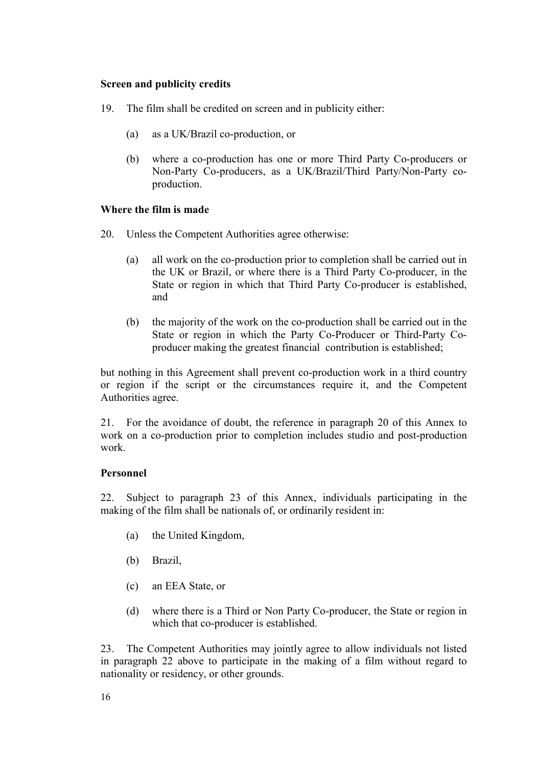**Screen and publicity credits**

19. The film shall be credited on screen and in publicity either:

   (a) as a UK/Brazil co-production, or

   (b) where a co-production has one or more Third Party Co-producers or Non-Party Co-producers, as a UK/Brazil/Third Party/Non-Party co-production.

**Where the film is made**

20. Unless the Competent Authorities agree otherwise:

   (a) all work on the co-production prior to completion shall be carried out in the UK or Brazil, or where there is a Third Party Co-producer, in the State or region in which that Third Party Co-producer is established, and

   (b) the majority of the work on the co-production shall be carried out in the State or region in which the Party Co-Producer or Third-Party Co-producer making the greatest financial contribution is established;

but nothing in this Agreement shall prevent co-production work in a third country or region if the script or the circumstances require it, and the Competent Authorities agree.

21. For the avoidance of doubt, the reference in paragraph 20 of this Annex to work on a co-production prior to completion includes studio and post-production work.

**Personnel**

22. Subject to paragraph 23 of this Annex, individuals participating in the making of the film shall be nationals of, or ordinarily resident in:

   (a) the United Kingdom,

   (b) Brazil,

   (c) an EEA State, or

   (d) where there is a Third or Non Party Co-producer, the State or region in which that co-producer is established.

23. The Competent Authorities may jointly agree to allow individuals not listed in paragraph 22 above to participate in the making of a film without regard to nationality or residency, or other grounds.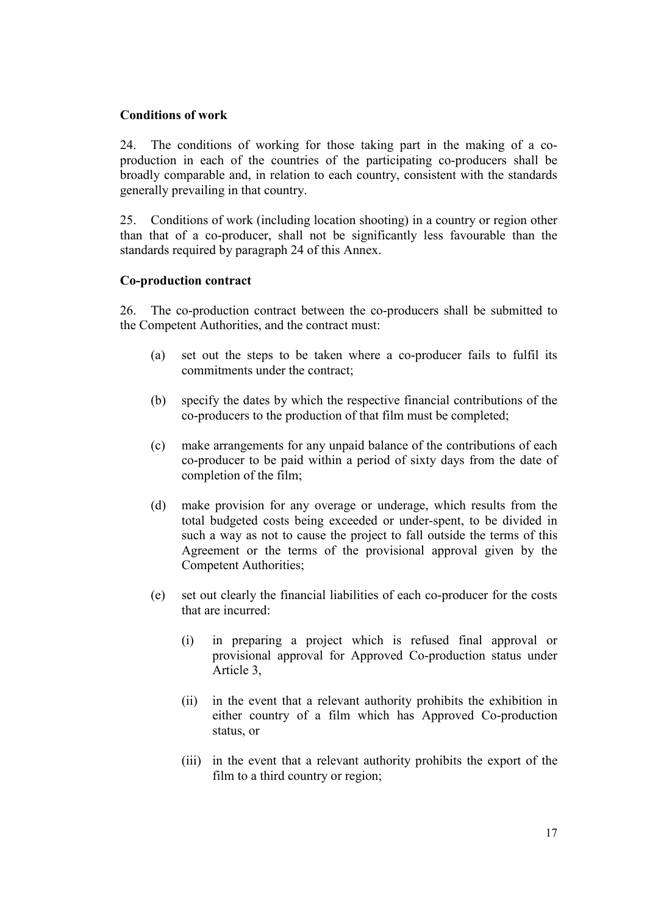**Conditions of work**

24. The conditions of working for those taking part in the making of a co-production in each of the countries of the participating co-producers shall be broadly comparable and, in relation to each country, consistent with the standards generally prevailing in that country.

25. Conditions of work (including location shooting) in a country or region other than that of a co-producer, shall not be significantly less favourable than the standards required by paragraph 24 of this Annex.

**Co-production contract**

26. The co-production contract between the co-producers shall be submitted to the Competent Authorities, and the contract must:

(a) set out the steps to be taken where a co-producer fails to fulfil its commitments under the contract;

(b) specify the dates by which the respective financial contributions of the co-producers to the production of that film must be completed;

(c) make arrangements for any unpaid balance of the contributions of each co-producer to be paid within a period of sixty days from the date of completion of the film;

(d) make provision for any overage or underage, which results from the total budgeted costs being exceeded or under-spent, to be divided in such a way as not to cause the project to fall outside the terms of this Agreement or the terms of the provisional approval given by the Competent Authorities;

(e) set out clearly the financial liabilities of each co-producer for the costs that are incurred:

   (i) in preparing a project which is refused final approval or provisional approval for Approved Co-production status under Article 3,

   (ii) in the event that a relevant authority prohibits the exhibition in either country of a film which has Approved Co-production status, or

   (iii) in the event that a relevant authority prohibits the export of the film to a third country or region;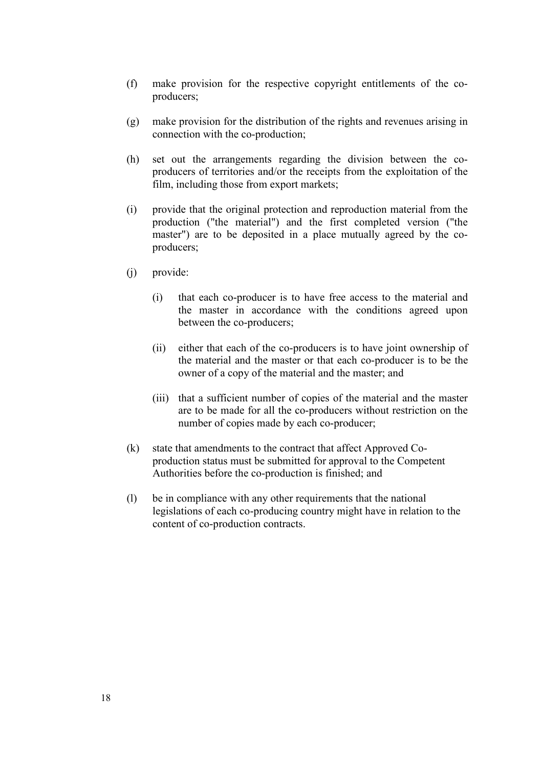(f) make provision for the respective copyright entitlements of the co-producers;

(g) make provision for the distribution of the rights and revenues arising in connection with the co-production;

(h) set out the arrangements regarding the division between the co-producers of territories and/or the receipts from the exploitation of the film, including those from export markets;

(i) provide that the original protection and reproduction material from the production ("the material") and the first completed version ("the master") are to be deposited in a place mutually agreed by the co-producers;

(j) provide:

  (i) that each co-producer is to have free access to the material and the master in accordance with the conditions agreed upon between the co-producers;

  (ii) either that each of the co-producers is to have joint ownership of the material and the master or that each co-producer is to be the owner of a copy of the material and the master; and

  (iii) that a sufficient number of copies of the material and the master are to be made for all the co-producers without restriction on the number of copies made by each co-producer;

(k) state that amendments to the contract that affect Approved Co-production status must be submitted for approval to the Competent Authorities before the co-production is finished; and

(l) be in compliance with any other requirements that the national legislations of each co-producing country might have in relation to the content of co-production contracts.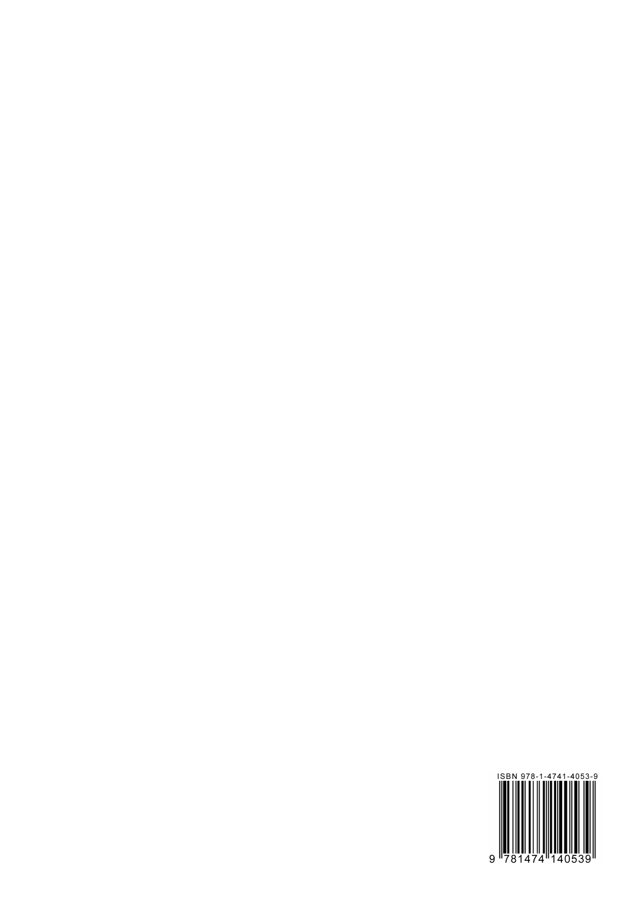ISBN 978-1-4741-4053-9

9 781474 140539